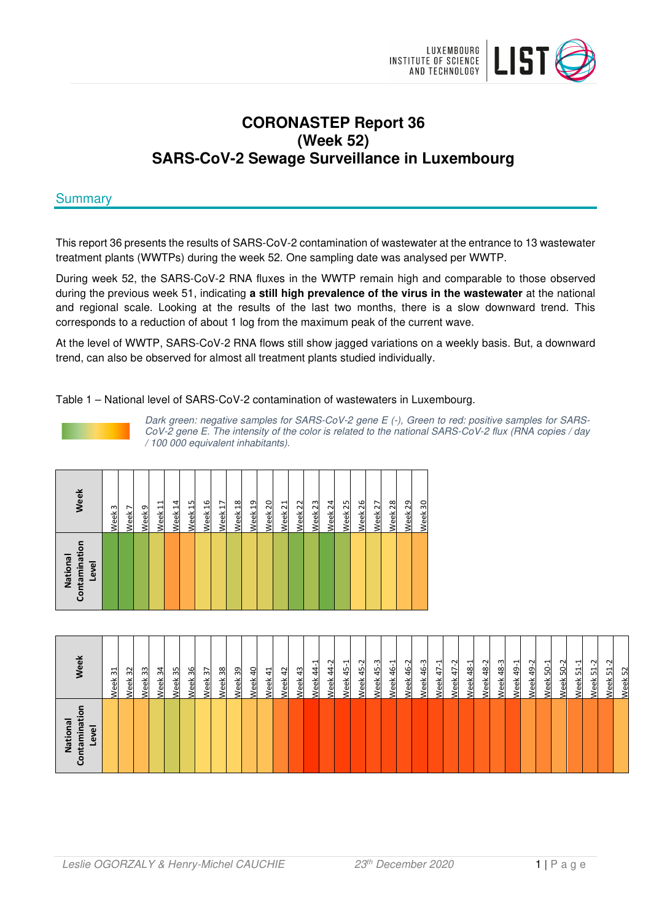# CORONASTEP Report 36
# (Week 52)
# SARS-CoV-2 Sewage Surveillance in Luxembourg

## Summary

This report 36 presents the results of SARS-CoV-2 contamination of wastewater at the entrance to 13 wastewater treatment plants (WWTPs) during the week 52. One sampling date was analysed per WWTP.

During week 52, the SARS-CoV-2 RNA fluxes in the WWTP remain high and comparable to those observed during the previous week 51, indicating **a still high prevalence of the virus in the wastewater** at the national and regional scale. Looking at the results of the last two months, there is a slow downward trend. This corresponds to a reduction of about 1 log from the maximum peak of the current wave.

At the level of WWTP, SARS-CoV-2 RNA flows still show jagged variations on a weekly basis. But, a downward trend, can also be observed for almost all treatment plants studied individually.

Table 1 – National level of SARS-CoV-2 contamination of wastewaters in Luxembourg.

*Dark green: negative samples for SARS-CoV-2 gene E (-), Green to red: positive samples for SARS-CoV-2 gene E. The intensity of the color is related to the national SARS-CoV-2 flux (RNA copies / day / 100 000 equivalent inhabitants).*

| Week | Week 3 | Week 7 | Week 9 | Week 11 | Week 14 | Week 15 | Week 16 | Week 17 | Week 18 | Week 19 | Week 20 | Week 21 | Week 22 | Week 23 | Week 24 | Week 25 | Week 26 | Week 27 | Week 28 | Week 29 | Week 30 |
|---|---|---|---|---|---|---|---|---|---|---|---|---|---|---|---|---|---|---|---|---|---|
| National Contamination Level | | | | | | | | | | | | | | | | | | | | | |

| Week | Week 31 | Week 32 | Week 33 | Week 34 | Week 35 | Week 36 | Week 37 | Week 38 | Week 39 | Week 40 | Week 41 | Week 42 | Week 43 | Week 44-1 | Week 44-2 | Week 45-1 | Week 45-2 | Week 45-3 | Week 46-1 | Week 46-2 | Week 46-3 | Week 47-1 | Week 47-2 | Week 48-1 | Week 48-2 | Week 48-3 | Week 49-1 | Week 49-2 | Week 50-1 | Week 50-2 | Week 51-1 | Week 51-2 | Week 51-2 | Week 52 |
|---|---|---|---|---|---|---|---|---|---|---|---|---|---|---|---|---|---|---|---|---|---|---|---|---|---|---|---|---|---|---|---|---|---|---|
| National Contamination Level | | | | | | | | | | | | | | | | | | | | | | | | | | | | | | | | | | |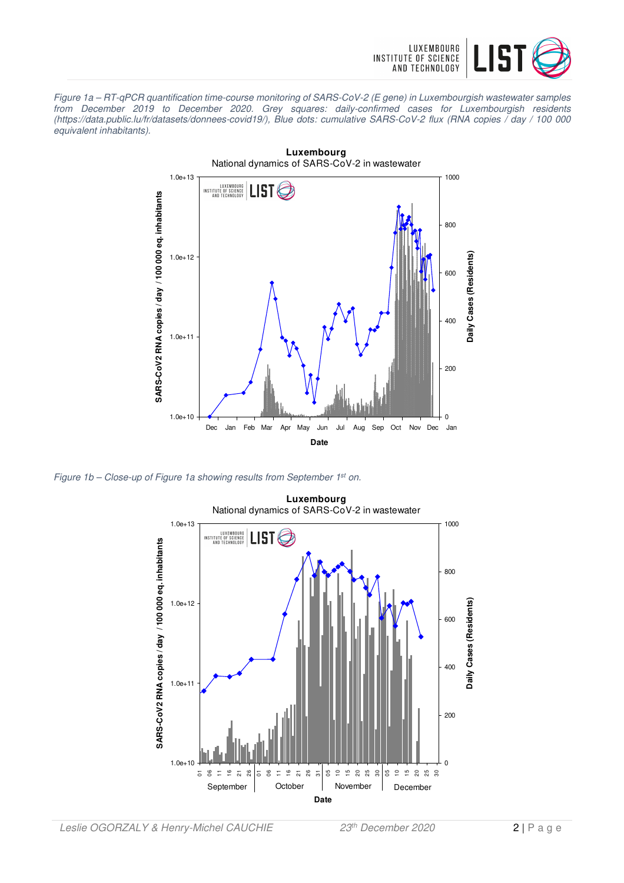*Figure 1a – RT-qPCR quantification time-course monitoring of SARS-CoV-2 (E gene) in Luxembourgish wastewater samples from December 2019 to December 2020. Grey squares: daily-confirmed cases for Luxembourgish residents (https://data.public.lu/fr/datasets/donnees-covid19/), Blue dots: cumulative SARS-CoV-2 flux (RNA copies / day / 100 000 equivalent inhabitants).*

*Figure 1b – Close-up of Figure 1a showing results from September 1st on.*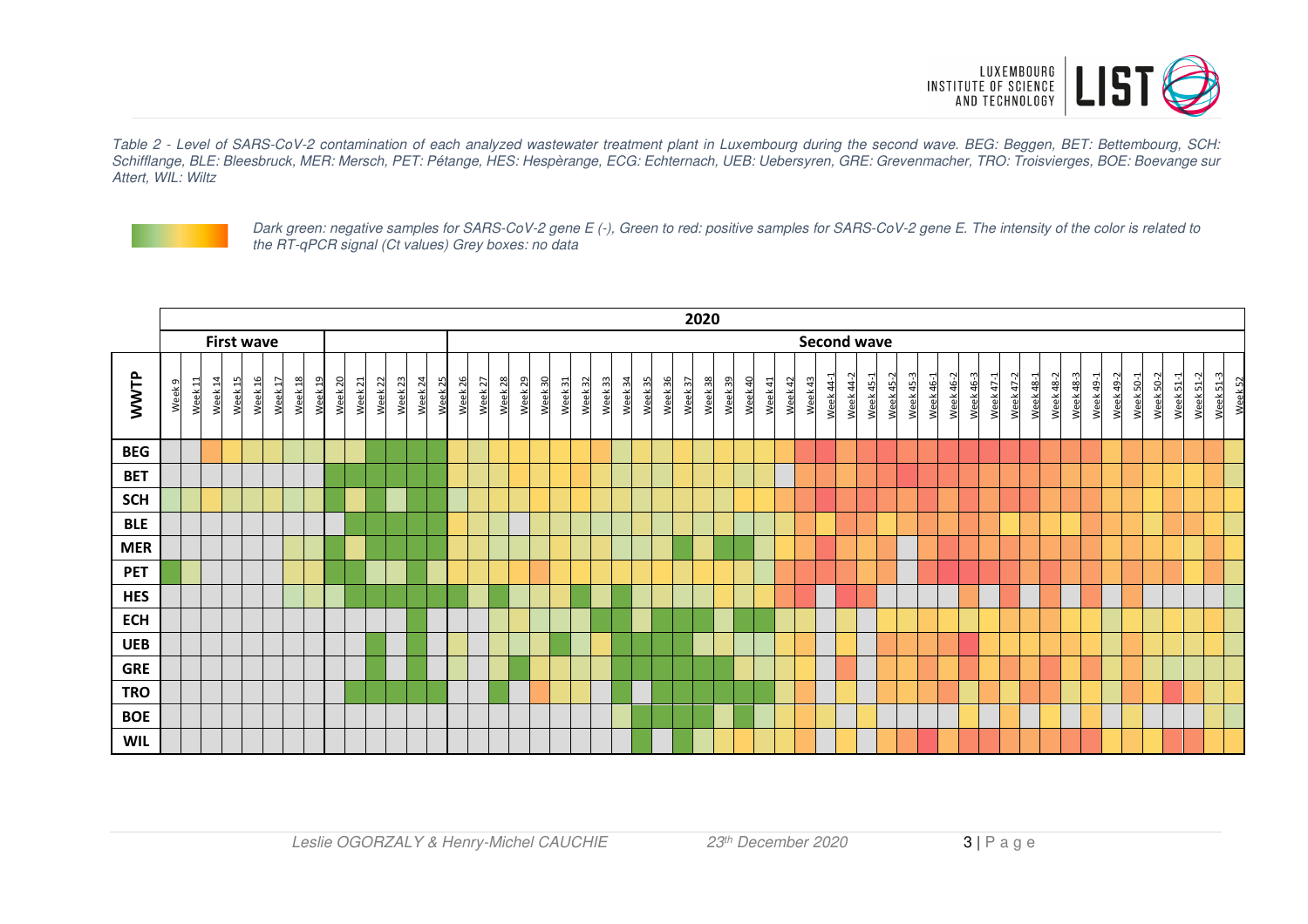*Table 2 - Level of SARS-CoV-2 contamination of each analyzed wastewater treatment plant in Luxembourg during the second wave. BEG: Beggen, BET: Bettembourg, SCH: Schifflange, BLE: Bleesbruck, MER: Mersch, PET: Pétange, HES: Hespèrange, ECG: Echternach, UEB: Uebersyren, GRE: Grevenmacher, TRO: Troisvierges, BOE: Boevange sur Attert, WIL: Wiltz*

*Dark green: negative samples for SARS-CoV-2 gene E (-), Green to red: positive samples for SARS-CoV-2 gene E. The intensity of the color is related to the RT-qPCR signal (Ct values) Grey boxes: no data*

| WWTP | 2020 – First wave: Week 9 | Week 11 | Week 14 | Week 15 | Week 16 | Week 17 | Week 18 | Week 19 | Week 20 | Week 21 | Week 22 | Week 23 | Week 24 | Week 25 | Second wave: Week 26 | Week 27 | Week 28 | Week 29 | Week 30 | Week 31 | Week 32 | Week 33 | Week 34 | Week 35 | Week 36 | Week 37 | Week 38 | Week 39 | Week 40 | Week 41 | Week 42 | Week 43 | Week 44-1 | Week 44-2 | Week 45-1 | Week 45-2 | Week 45-3 | Week 46-1 | Week 46-2 | Week 46-3 | Week 47-1 | Week 47-2 | Week 48-1 | Week 48-2 | Week 48-3 | Week 49-1 | Week 49-2 | Week 50-1 | Week 50-2 | Week 51-1 | Week 51-2 | Week 51-3 | Week 52 |
|---|---|---|---|---|---|---|---|---|---|---|---|---|---|---|---|---|---|---|---|---|---|---|---|---|---|---|---|---|---|---|---|---|---|---|---|---|---|---|---|---|---|---|---|---|---|---|---|---|---|---|---|---|---|
| BEG | | | | | | | | | | | | | | | | | | | | | | | | | | | | | | | | | | | | | | | | | | | | | | | | | | | | | |
| BET | | | | | | | | | | | | | | | | | | | | | | | | | | | | | | | | | | | | | | | | | | | | | | | | | | | | | |
| SCH | | | | | | | | | | | | | | | | | | | | | | | | | | | | | | | | | | | | | | | | | | | | | | | | | | | | | |
| BLE | | | | | | | | | | | | | | | | | | | | | | | | | | | | | | | | | | | | | | | | | | | | | | | | | | | | | |
| MER | | | | | | | | | | | | | | | | | | | | | | | | | | | | | | | | | | | | | | | | | | | | | | | | | | | | | |
| PET | | | | | | | | | | | | | | | | | | | | | | | | | | | | | | | | | | | | | | | | | | | | | | | | | | | | | |
| HES | | | | | | | | | | | | | | | | | | | | | | | | | | | | | | | | | | | | | | | | | | | | | | | | | | | | | |
| ECH | | | | | | | | | | | | | | | | | | | | | | | | | | | | | | | | | | | | | | | | | | | | | | | | | | | | | |
| UEB | | | | | | | | | | | | | | | | | | | | | | | | | | | | | | | | | | | | | | | | | | | | | | | | | | | | | |
| GRE | | | | | | | | | | | | | | | | | | | | | | | | | | | | | | | | | | | | | | | | | | | | | | | | | | | | | |
| TRO | | | | | | | | | | | | | | | | | | | | | | | | | | | | | | | | | | | | | | | | | | | | | | | | | | | | | |
| BOE | | | | | | | | | | | | | | | | | | | | | | | | | | | | | | | | | | | | | | | | | | | | | | | | | | | | | |
| WIL | | | | | | | | | | | | | | | | | | | | | | | | | | | | | | | | | | | | | | | | | | | | | | | | | | | | | |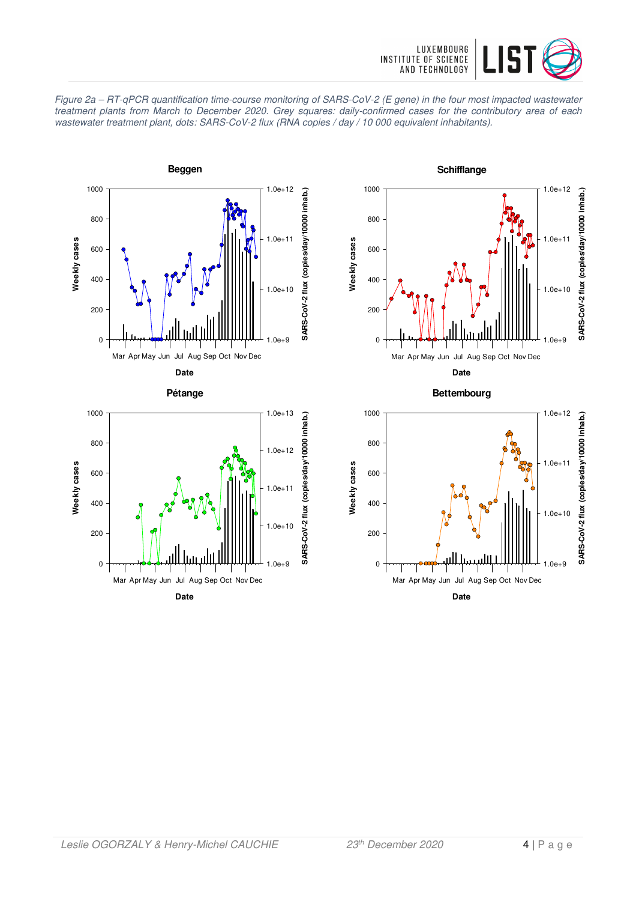*Figure 2a – RT-qPCR quantification time-course monitoring of SARS-CoV-2 (E gene) in the four most impacted wastewater treatment plants from March to December 2020. Grey squares: daily-confirmed cases for the contributory area of each wastewater treatment plant, dots: SARS-CoV-2 flux (RNA copies / day / 10 000 equivalent inhabitants).*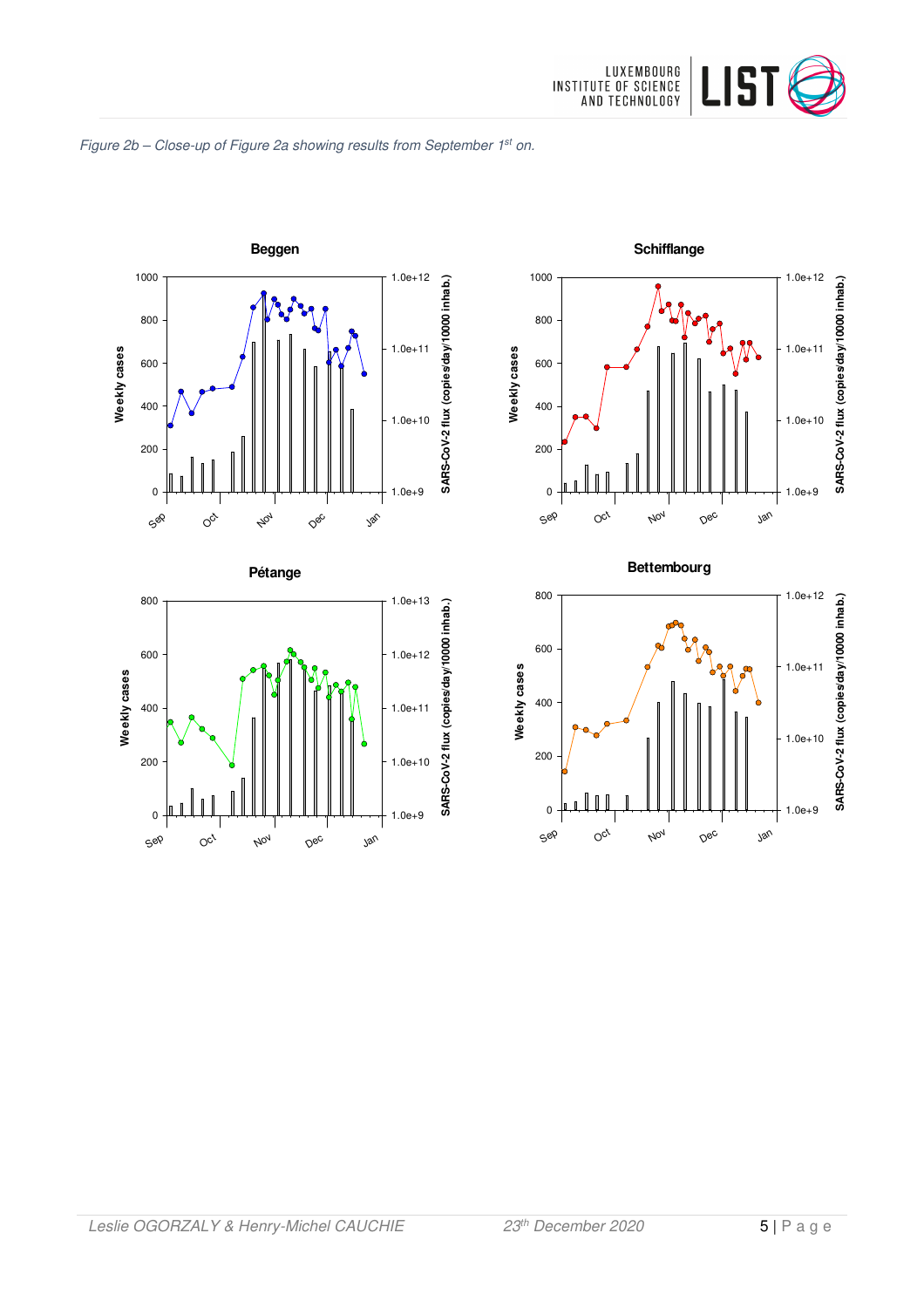*Figure 2b – Close-up of Figure 2a showing results from September 1st on.*

### Beggen

Weekly cases | SARS-CoV-2 flux (copies/day/10000 inhab.)

### Schifflange

Weekly cases | SARS-CoV-2 flux (copies/day/10000 inhab.)

### Pétange

Weekly cases | SARS-CoV-2 flux (copies/day/10000 inhab.)

### Bettembourg

Weekly cases | SARS-CoV-2 flux (copies/day/10000 inhab.)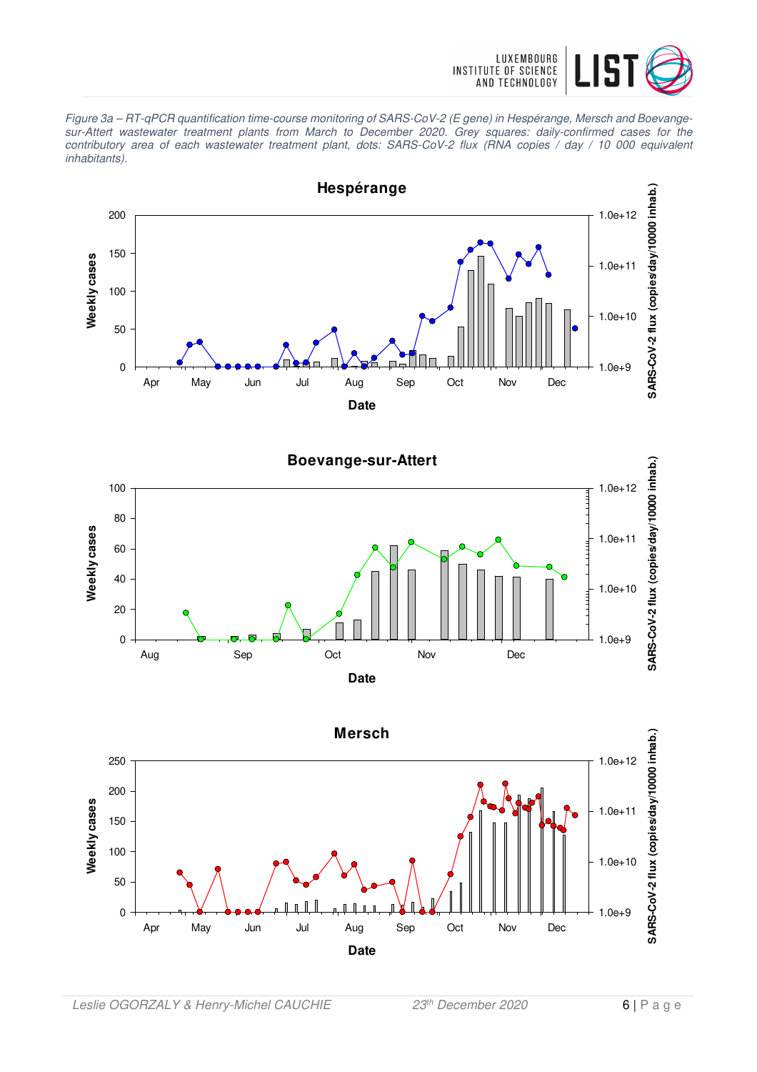*Figure 3a – RT-qPCR quantification time-course monitoring of SARS-CoV-2 (E gene) in Hespérange, Mersch and Boevange-sur-Attert wastewater treatment plants from March to December 2020. Grey squares: daily-confirmed cases for the contributory area of each wastewater treatment plant, dots: SARS-CoV-2 flux (RNA copies / day / 10 000 equivalent inhabitants).*

**Hespérange**

**Boevange-sur-Attert**

**Mersch**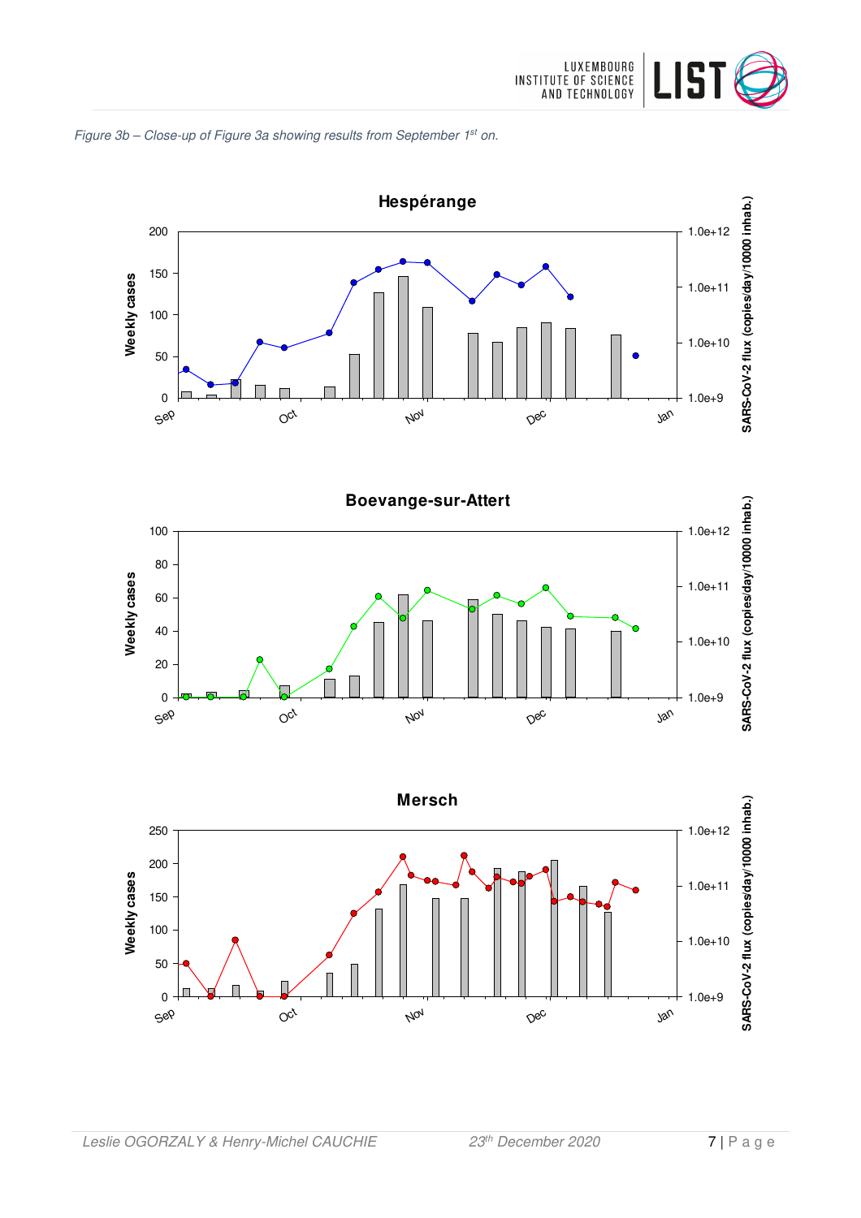*Figure 3b – Close-up of Figure 3a showing results from September 1st on.*

**Hespérange**

**Boevange-sur-Attert**

**Mersch**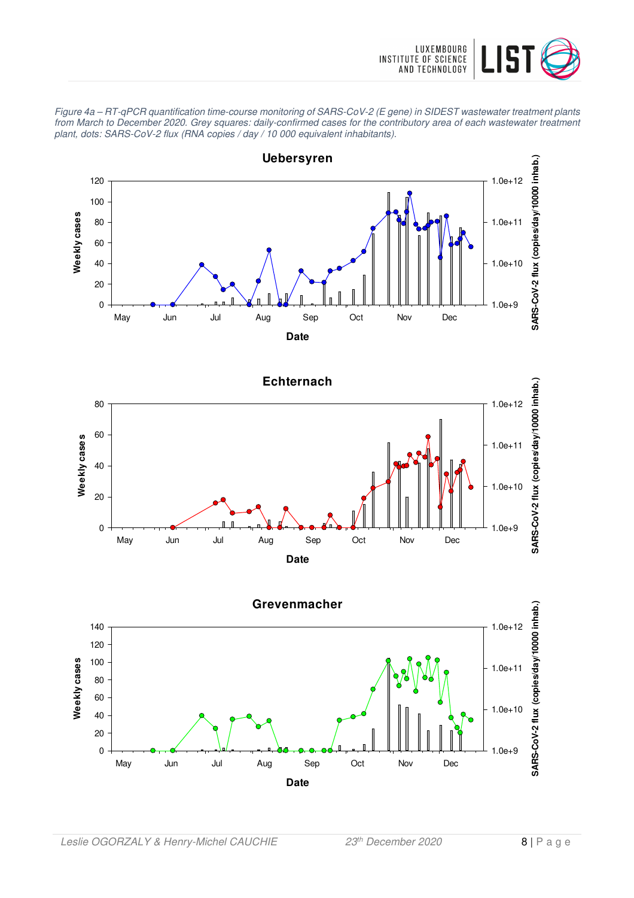*Figure 4a – RT-qPCR quantification time-course monitoring of SARS-CoV-2 (E gene) in SIDEST wastewater treatment plants from March to December 2020. Grey squares: daily-confirmed cases for the contributory area of each wastewater treatment plant, dots: SARS-CoV-2 flux (RNA copies / day / 10 000 equivalent inhabitants).*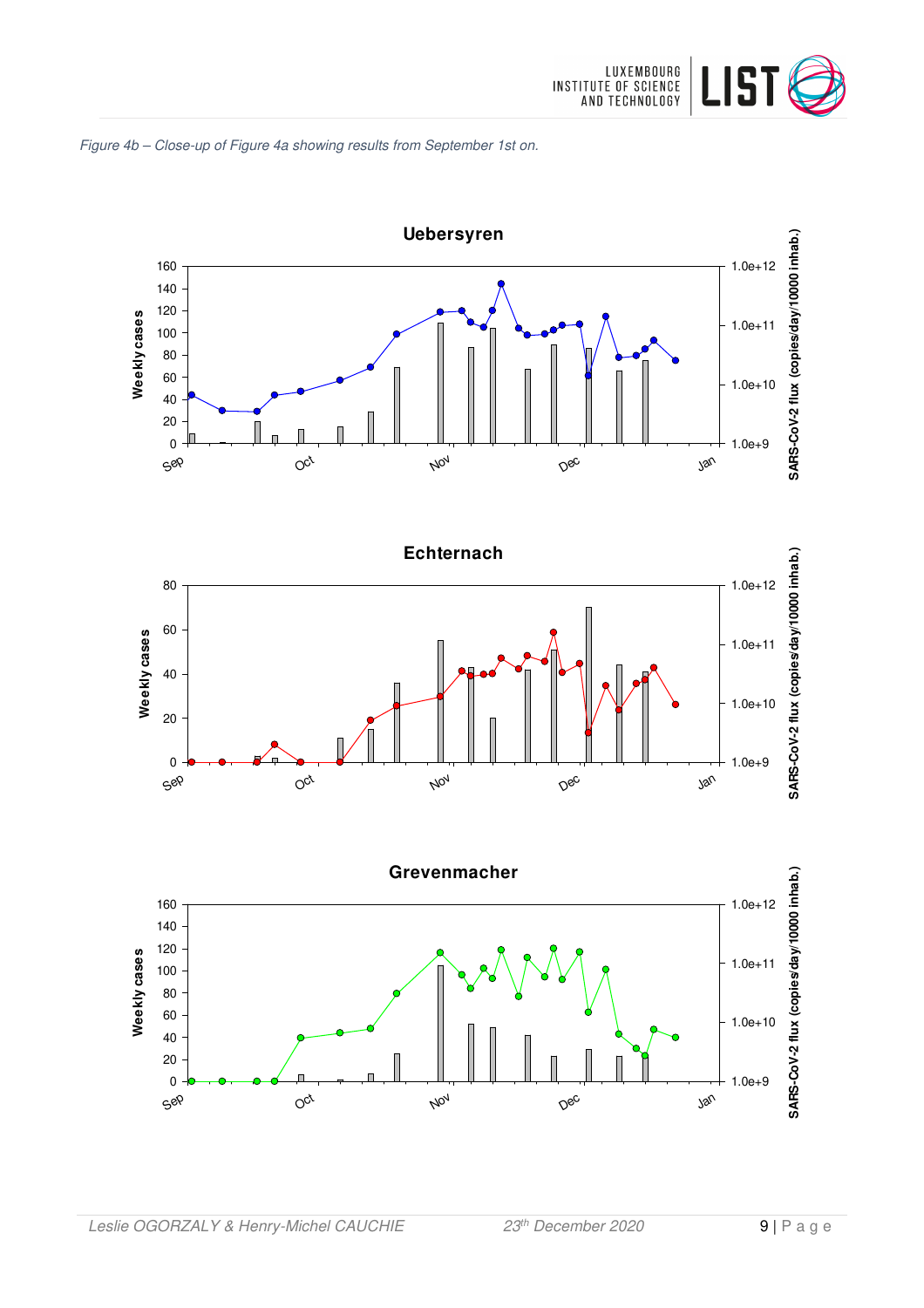*Figure 4b – Close-up of Figure 4a showing results from September 1st on.*

**Uebersyren**

**Echternach**

**Grevenmacher**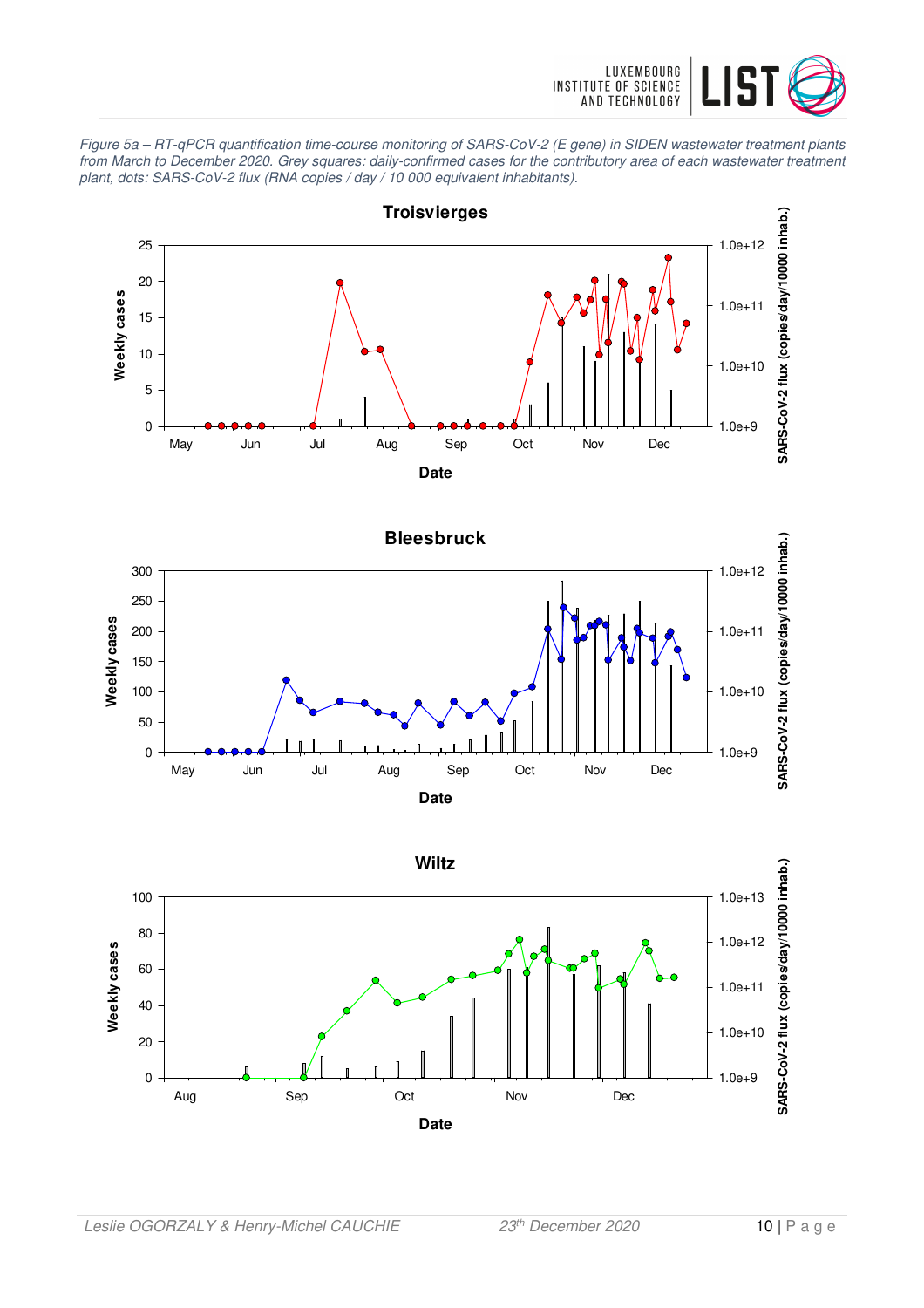*Figure 5a – RT-qPCR quantification time-course monitoring of SARS-CoV-2 (E gene) in SIDEN wastewater treatment plants from March to December 2020. Grey squares: daily-confirmed cases for the contributory area of each wastewater treatment plant, dots: SARS-CoV-2 flux (RNA copies / day / 10 000 equivalent inhabitants).*

**Troisvierges**

**Bleesbruck**

**Wiltz**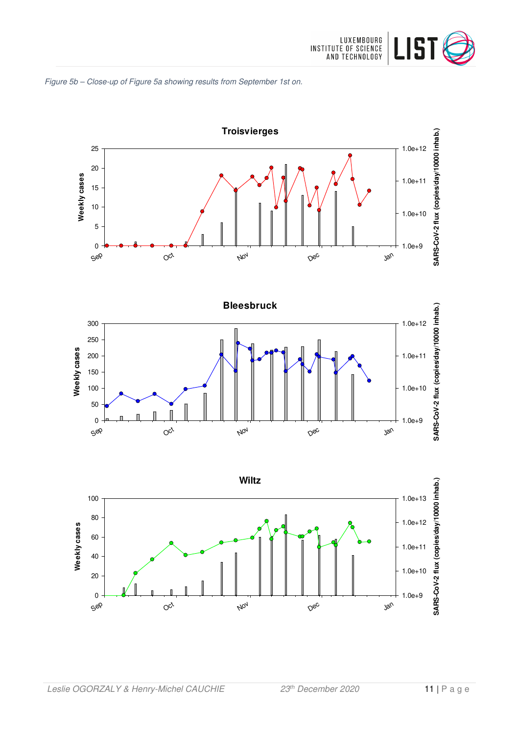*Figure 5b – Close-up of Figure 5a showing results from September 1st on.*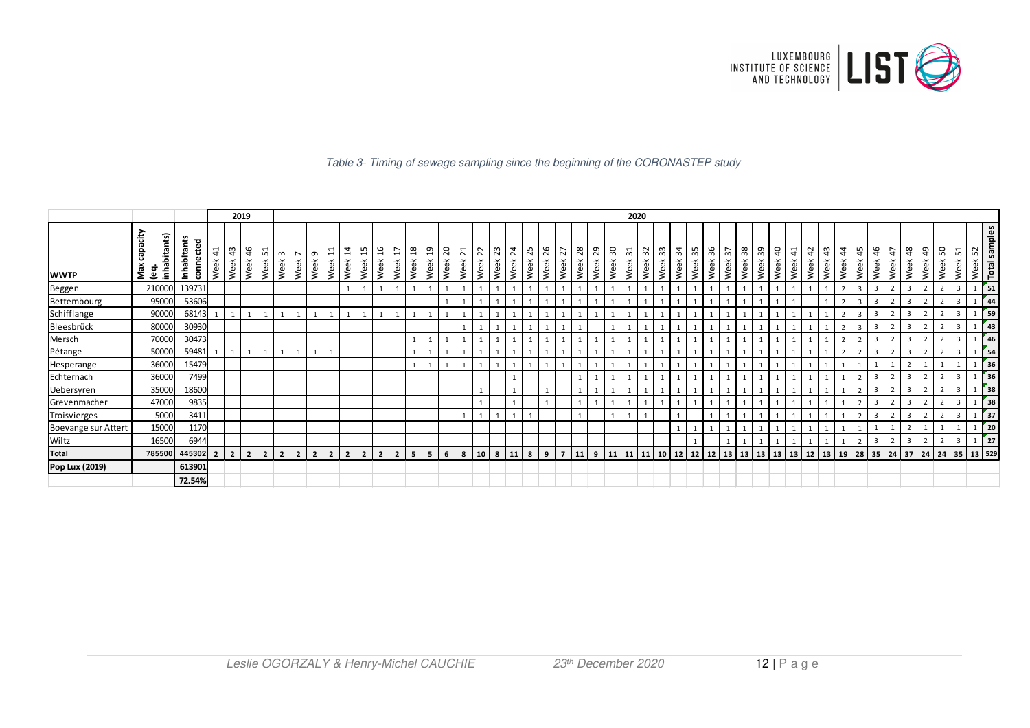*Table 3- Timing of sewage sampling since the beginning of the CORONASTEP study*

| WWTP | Max capacity (eq. inhabitants) | Inhabitants connected | 2019 | | | | 2020 | | | | | | | | | | | | | | | | | | | | | | | | | | | | | | | | | | | | | | | | | | | | Total samples |
|---|---|---|---|---|---|---|---|---|---|---|---|---|---|---|---|---|---|---|---|---|---|---|---|---|---|---|---|---|---|---|---|---|---|---|---|---|---|---|---|---|---|---|---|---|---|---|---|---|---|---|---|
| | | | Week 41 | Week 43 | Week 46 | Week 51 | Week 3 | Week 7 | Week 9 | Week 11 | Week 14 | Week 15 | Week 16 | Week 17 | Week 18 | Week 19 | Week 20 | Week 21 | Week 22 | Week 23 | Week 24 | Week 25 | Week 26 | Week 27 | Week 28 | Week 29 | Week 30 | Week 31 | Week 32 | Week 33 | Week 34 | Week 35 | Week 36 | Week 37 | Week 38 | Week 39 | Week 40 | Week 41 | Week 42 | Week 43 | Week 44 | Week 45 | Week 46 | Week 47 | Week 48 | Week 49 | Week 50 | Week 51 | Week 52 | |
| Beggen | 210000 | 139731 | | | | | | | | | 1 | 1 | 1 | 1 | 1 | 1 | 1 | 1 | 1 | 1 | 1 | 1 | 1 | 1 | 1 | 1 | 1 | 1 | 1 | 1 | 1 | 1 | 1 | 1 | 1 | 1 | 1 | 1 | 1 | 1 | 2 | 3 | 3 | 2 | 3 | 2 | 2 | 3 | 1 | 51 |
| Bettembourg | 95000 | 53606 | | | | | | | | | | | | | | | 1 | 1 | 1 | 1 | 1 | 1 | 1 | 1 | 1 | 1 | 1 | 1 | 1 | 1 | 1 | 1 | 1 | 1 | 1 | 1 | 1 | 1 | | 1 | 2 | 3 | 3 | 2 | 3 | 2 | 2 | 3 | 1 | 44 |
| Schifflange | 90000 | 68143 | 1 | 1 | 1 | 1 | 1 | 1 | 1 | 1 | 1 | 1 | 1 | 1 | 1 | 1 | 1 | 1 | 1 | 1 | 1 | 1 | 1 | 1 | 1 | 1 | 1 | 1 | 1 | 1 | 1 | 1 | 1 | 1 | 1 | 1 | 1 | 1 | 1 | 1 | 2 | 3 | 3 | 2 | 3 | 2 | 2 | 3 | 1 | 59 |
| Bleesbrück | 80000 | 30930 | | | | | | | | | | | | | | | | 1 | 1 | 1 | 1 | 1 | 1 | 1 | 1 | | 1 | 1 | 1 | 1 | 1 | 1 | 1 | 1 | 1 | 1 | 1 | 1 | 1 | 1 | 2 | 3 | 3 | 2 | 3 | 2 | 2 | 3 | 1 | 43 |
| Mersch | 70000 | 30473 | | | | | | | | | | | | | 1 | 1 | 1 | 1 | 1 | 1 | 1 | 1 | 1 | 1 | 1 | 1 | 1 | 1 | 1 | 1 | 1 | 1 | 1 | 1 | 1 | 1 | 1 | 1 | 1 | 1 | 2 | 2 | 3 | 2 | 3 | 2 | 2 | 3 | 1 | 46 |
| Pétange | 50000 | 59481 | 1 | 1 | 1 | 1 | 1 | 1 | 1 | 1 | | | | | 1 | 1 | 1 | 1 | 1 | 1 | 1 | 1 | 1 | 1 | 1 | 1 | 1 | 1 | 1 | 1 | 1 | 1 | 1 | 1 | 1 | 1 | 1 | 1 | 1 | 1 | 2 | 2 | 3 | 2 | 3 | 2 | 2 | 3 | 1 | 54 |
| Hesperange | 36000 | 15479 | | | | | | | | | | | | | 1 | 1 | 1 | 1 | 1 | 1 | 1 | 1 | 1 | 1 | 1 | 1 | 1 | 1 | 1 | 1 | 1 | 1 | 1 | 1 | 1 | 1 | 1 | 1 | 1 | 1 | 1 | 1 | 1 | 1 | 2 | 1 | 1 | 1 | 1 | 36 |
| Echternach | 36000 | 7499 | | | | | | | | | | | | | | | | | | | 1 | | | | 1 | 1 | 1 | 1 | 1 | 1 | 1 | 1 | 1 | 1 | 1 | 1 | 1 | 1 | 1 | 1 | 1 | 2 | 3 | 2 | 3 | 2 | 2 | 3 | 1 | 36 |
| Uebersyren | 35000 | 18600 | | | | | | | | | | | | | | | | | 1 | | 1 | | 1 | | 1 | 1 | 1 | 1 | 1 | 1 | 1 | 1 | 1 | 1 | 1 | 1 | 1 | 1 | 1 | 1 | 1 | 2 | 3 | 2 | 3 | 2 | 2 | 3 | 1 | 38 |
| Grevenmacher | 47000 | 9835 | | | | | | | | | | | | | | | | | 1 | | 1 | | 1 | | 1 | 1 | 1 | 1 | 1 | 1 | 1 | 1 | 1 | 1 | 1 | 1 | 1 | 1 | 1 | 1 | 1 | 2 | 3 | 2 | 3 | 2 | 2 | 3 | 1 | 38 |
| Troisvierges | 5000 | 3411 | | | | | | | | | | | | | | | | 1 | 1 | 1 | 1 | 1 | | | 1 | | 1 | 1 | 1 | | 1 | | 1 | 1 | 1 | 1 | 1 | 1 | 1 | 1 | 1 | 2 | 3 | 2 | 3 | 2 | 2 | 3 | 1 | 37 |
| Boevange sur Attert | 15000 | 1170 | | | | | | | | | | | | | | | | | | | | | | | | | | | | | 1 | 1 | 1 | 1 | 1 | 1 | 1 | 1 | 1 | 1 | 1 | 1 | 1 | 1 | 2 | 1 | 1 | 1 | 1 | 20 |
| Wiltz | 16500 | 6944 | | | | | | | | | | | | | | | | | | | | | | | | | | | | | | 1 | | 1 | 1 | 1 | 1 | 1 | 1 | 1 | 1 | 2 | 3 | 2 | 3 | 2 | 2 | 3 | 1 | 27 |
| **Total** | 785500 | 445302 | 2 | 2 | 2 | 2 | 2 | 2 | 2 | 2 | 2 | 2 | 2 | 2 | 5 | 5 | 6 | 8 | 10 | 8 | 11 | 8 | 9 | 7 | 11 | 9 | 11 | 11 | 11 | 10 | 12 | 12 | 12 | 13 | 13 | 13 | 13 | 13 | 12 | 13 | 19 | 28 | 35 | 24 | 37 | 24 | 24 | 35 | 13 | 529 |
| **Pop Lux (2019)** | | 613901 | | | | | | | | | | | | | | | | | | | | | | | | | | | | | | | | | | | | | | | | | | | | | | | | |
| | | 72.54% | | | | | | | | | | | | | | | | | | | | | | | | | | | | | | | | | | | | | | | | | | | | | | | | |

Leslie OGORZALY & Henry-Michel CAUCHIE    23th December 2020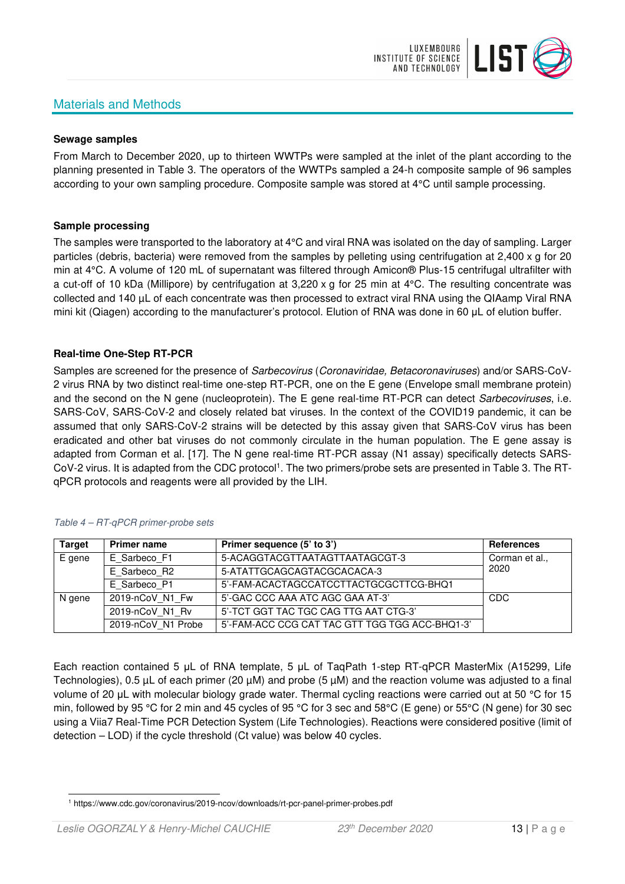## Materials and Methods

**Sewage samples**

From March to December 2020, up to thirteen WWTPs were sampled at the inlet of the plant according to the planning presented in Table 3. The operators of the WWTPs sampled a 24-h composite sample of 96 samples according to your own sampling procedure. Composite sample was stored at 4°C until sample processing.

**Sample processing**

The samples were transported to the laboratory at 4°C and viral RNA was isolated on the day of sampling. Larger particles (debris, bacteria) were removed from the samples by pelleting using centrifugation at 2,400 x g for 20 min at 4°C. A volume of 120 mL of supernatant was filtered through Amicon® Plus-15 centrifugal ultrafilter with a cut-off of 10 kDa (Millipore) by centrifugation at 3,220 x g for 25 min at 4°C. The resulting concentrate was collected and 140 µL of each concentrate was then processed to extract viral RNA using the QIAamp Viral RNA mini kit (Qiagen) according to the manufacturer's protocol. Elution of RNA was done in 60 µL of elution buffer.

**Real-time One-Step RT-PCR**

Samples are screened for the presence of *Sarbecovirus* (*Coronaviridae, Betacoronaviruses*) and/or SARS-CoV-2 virus RNA by two distinct real-time one-step RT-PCR, one on the E gene (Envelope small membrane protein) and the second on the N gene (nucleoprotein). The E gene real-time RT-PCR can detect *Sarbecoviruses*, i.e. SARS-CoV, SARS-CoV-2 and closely related bat viruses. In the context of the COVID19 pandemic, it can be assumed that only SARS-CoV-2 strains will be detected by this assay given that SARS-CoV virus has been eradicated and other bat viruses do not commonly circulate in the human population. The E gene assay is adapted from Corman et al. [17]. The N gene real-time RT-PCR assay (N1 assay) specifically detects SARS-CoV-2 virus. It is adapted from the CDC protocol[1]. The two primers/probe sets are presented in Table 3. The RT-qPCR protocols and reagents were all provided by the LIH.

*Table 4 – RT-qPCR primer-probe sets*

| Target | Primer name | Primer sequence (5' to 3') | References |
|---|---|---|---|
| E gene | E_Sarbeco_F1 | 5-ACAGGTACGTTAATAGTTAATAGCGT-3 | Corman et al., 2020 |
| | E_Sarbeco_R2 | 5-ATATTGCAGCAGTACGCACACA-3 | |
| | E_Sarbeco_P1 | 5'-FAM-ACACTAGCCATCCTTACTGCGCTTCG-BHQ1 | |
| N gene | 2019-nCoV_N1_Fw | 5'-GAC CCC AAA ATC AGC GAA AT-3' | CDC |
| | 2019-nCoV_N1_Rv | 5'-TCT GGT TAC TGC CAG TTG AAT CTG-3' | |
| | 2019-nCoV_N1 Probe | 5'-FAM-ACC CCG CAT TAC GTT TGG TGG ACC-BHQ1-3' | |

Each reaction contained 5 µL of RNA template, 5 µL of TaqPath 1-step RT-qPCR MasterMix (A15299, Life Technologies), 0.5 µL of each primer (20 µM) and probe (5 µM) and the reaction volume was adjusted to a final volume of 20 µL with molecular biology grade water. Thermal cycling reactions were carried out at 50 °C for 15 min, followed by 95 °C for 2 min and 45 cycles of 95 °C for 3 sec and 58°C (E gene) or 55°C (N gene) for 30 sec using a Viia7 Real-Time PCR Detection System (Life Technologies). Reactions were considered positive (limit of detection – LOD) if the cycle threshold (Ct value) was below 40 cycles.

[1] https://www.cdc.gov/coronavirus/2019-ncov/downloads/rt-pcr-panel-primer-probes.pdf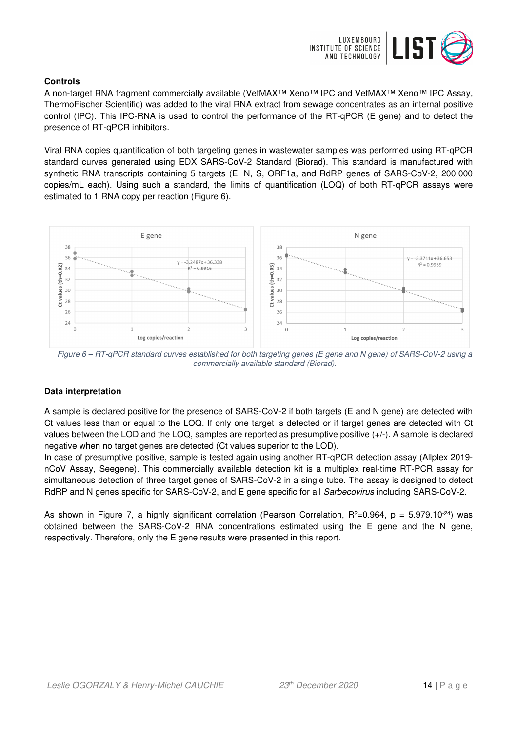**Controls**

A non-target RNA fragment commercially available (VetMAX™ Xeno™ IPC and VetMAX™ Xeno™ IPC Assay, ThermoFischer Scientific) was added to the viral RNA extract from sewage concentrates as an internal positive control (IPC). This IPC-RNA is used to control the performance of the RT-qPCR (E gene) and to detect the presence of RT-qPCR inhibitors.

Viral RNA copies quantification of both targeting genes in wastewater samples was performed using RT-qPCR standard curves generated using EDX SARS-CoV-2 Standard (Biorad). This standard is manufactured with synthetic RNA transcripts containing 5 targets (E, N, S, ORF1a, and RdRP genes of SARS-CoV-2, 200,000 copies/mL each). Using such a standard, the limits of quantification (LOQ) of both RT-qPCR assays were estimated to 1 RNA copy per reaction (Figure 6).

*Figure 6 – RT-qPCR standard curves established for both targeting genes (E gene and N gene) of SARS-CoV-2 using a commercially available standard (Biorad).*

**Data interpretation**

A sample is declared positive for the presence of SARS-CoV-2 if both targets (E and N gene) are detected with Ct values less than or equal to the LOQ. If only one target is detected or if target genes are detected with Ct values between the LOD and the LOQ, samples are reported as presumptive positive (+/-). A sample is declared negative when no target genes are detected (Ct values superior to the LOD).

In case of presumptive positive, sample is tested again using another RT-qPCR detection assay (Allplex 2019-nCoV Assay, Seegene). This commercially available detection kit is a multiplex real-time RT-PCR assay for simultaneous detection of three target genes of SARS-CoV-2 in a single tube. The assay is designed to detect RdRP and N genes specific for SARS-CoV-2, and E gene specific for all *Sarbecovirus* including SARS-CoV-2.

As shown in Figure 7, a highly significant correlation (Pearson Correlation, $R^2$=0.964, $p = 5.979.10^{-24}$) was obtained between the SARS-CoV-2 RNA concentrations estimated using the E gene and the N gene, respectively. Therefore, only the E gene results were presented in this report.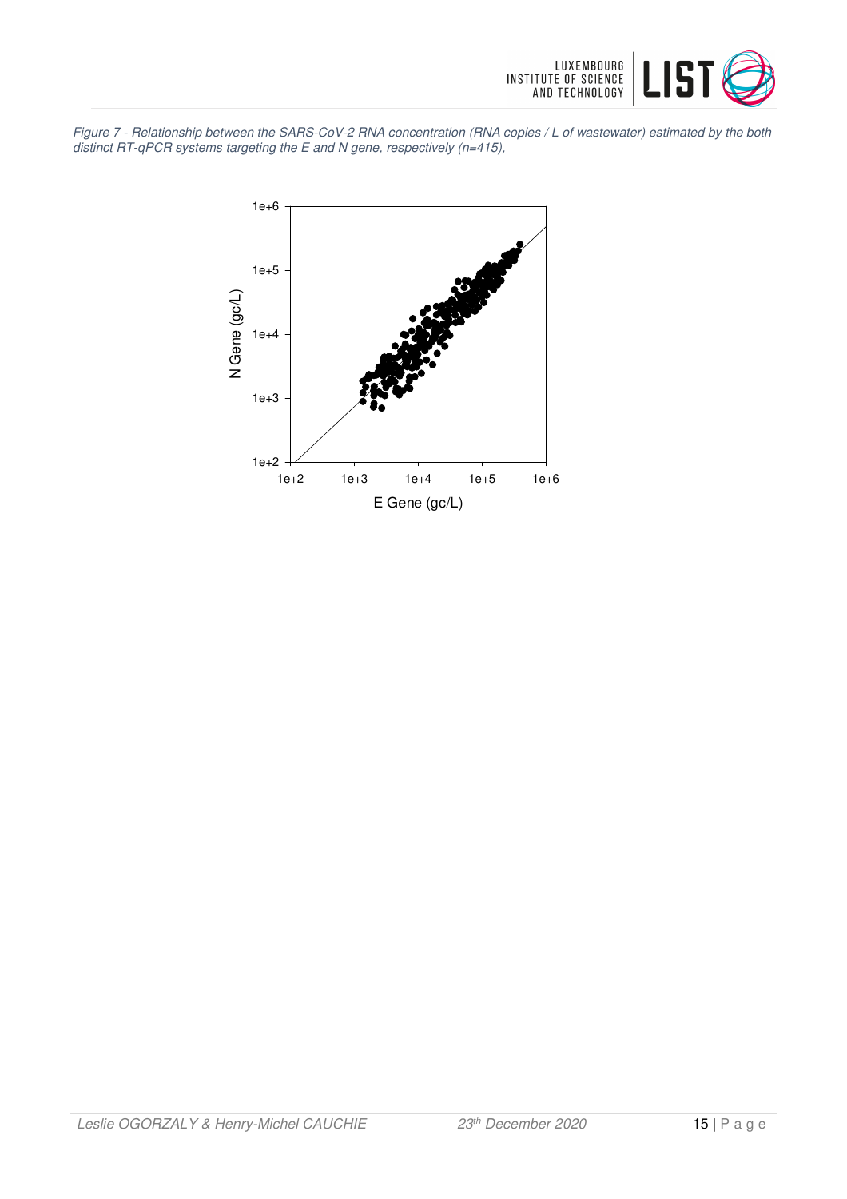*Figure 7 - Relationship between the SARS-CoV-2 RNA concentration (RNA copies / L of wastewater) estimated by the both distinct RT-qPCR systems targeting the E and N gene, respectively (n=415),*

N Gene (gc/L)

1e+6

1e+5

1e+4

1e+3

1e+2

1e+2

1e+3

1e+4

1e+5

1e+6

E Gene (gc/L)